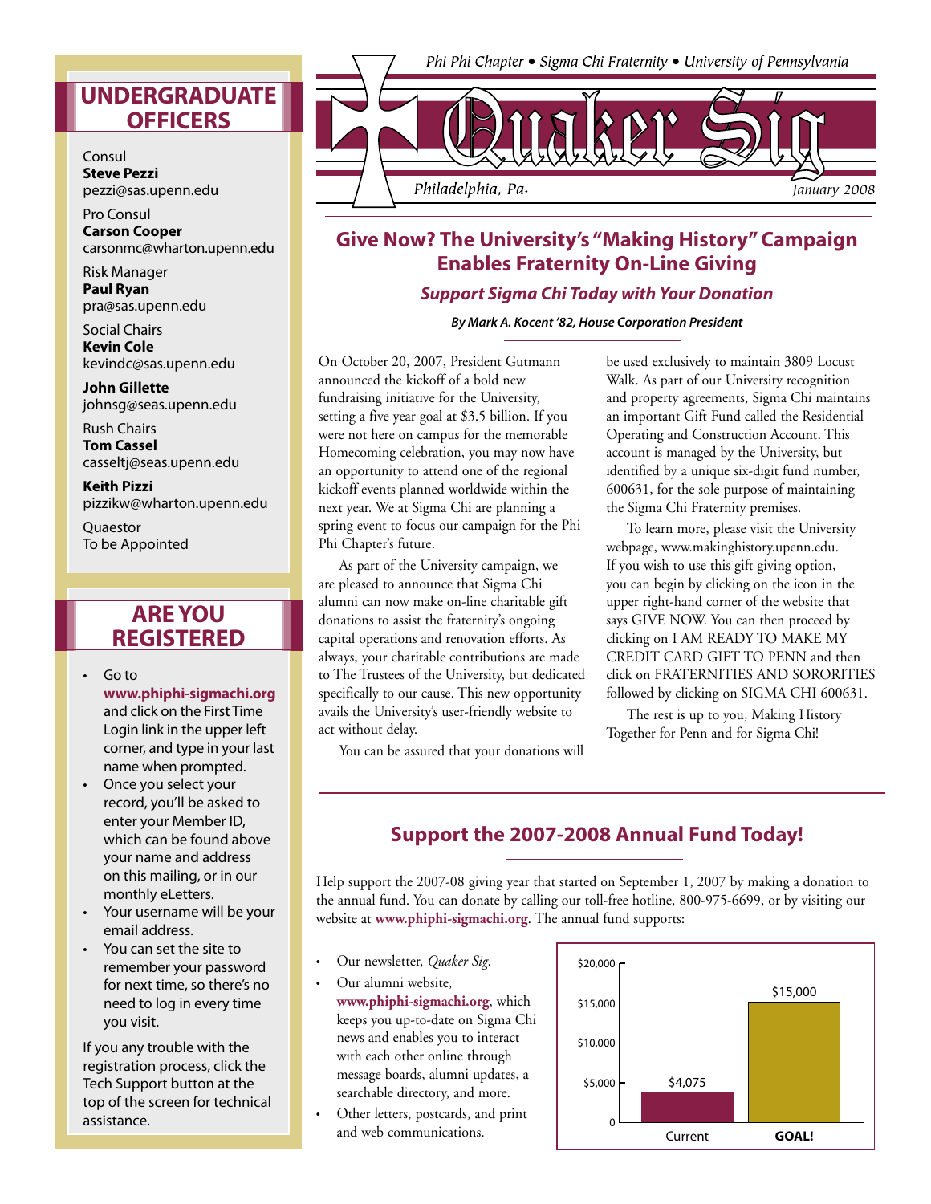Phi Phi Chapter • Sigma Chi Fraternity • University of Pennsylvania

# Quaker Sig

Philadelphia, Pa. — January 2008

## Give Now? The University's "Making History" Campaign Enables Fraternity On-Line Giving

### *Support Sigma Chi Today with Your Donation*

***By Mark A. Kocent '82, House Corporation President***

On October 20, 2007, President Gutmann announced the kickoff of a bold new fundraising initiative for the University, setting a five year goal at $3.5 billion. If you were not here on campus for the memorable Homecoming celebration, you may now have an opportunity to attend one of the regional kickoff events planned worldwide within the next year. We at Sigma Chi are planning a spring event to focus our campaign for the Phi Phi Chapter's future.

As part of the University campaign, we are pleased to announce that Sigma Chi alumni can now make on-line charitable gift donations to assist the fraternity's ongoing capital operations and renovation efforts. As always, your charitable contributions are made to The Trustees of the University, but dedicated specifically to our cause. This new opportunity avails the University's user-friendly website to act without delay.

You can be assured that your donations will be used exclusively to maintain 3809 Locust Walk. As part of our University recognition and property agreements, Sigma Chi maintains an important Gift Fund called the Residential Operating and Construction Account. This account is managed by the University, but identified by a unique six-digit fund number, 600631, for the sole purpose of maintaining the Sigma Chi Fraternity premises.

To learn more, please visit the University webpage, www.makinghistory.upenn.edu. If you wish to use this gift giving option, you can begin by clicking on the icon in the upper right-hand corner of the website that says GIVE NOW. You can then proceed by clicking on I AM READY TO MAKE MY CREDIT CARD GIFT TO PENN and then click on FRATERNITIES AND SORORITIES followed by clicking on SIGMA CHI 600631.

The rest is up to you, Making History Together for Penn and for Sigma Chi!

## Support the 2007-2008 Annual Fund Today!

Help support the 2007-08 giving year that started on September 1, 2007 by making a donation to the annual fund. You can donate by calling our toll-free hotline, 800-975-6699, or by visiting our website at **www.phiphi-sigmachi.org**. The annual fund supports:

- Our newsletter, *Quaker Sig*.
- Our alumni website, **www.phiphi-sigmachi.org**, which keeps you up-to-date on Sigma Chi news and enables you to interact with each other online through message boards, alumni updates, a searchable directory, and more.
- Other letters, postcards, and print and web communications.

| | Current | **GOAL!** |
|---|---|---|
| Amount | $4,075 | $15,000 |

## UNDERGRADUATE OFFICERS

Consul
**Steve Pezzi**
pezzi@sas.upenn.edu

Pro Consul
**Carson Cooper**
carsonmc@wharton.upenn.edu

Risk Manager
**Paul Ryan**
pra@sas.upenn.edu

Social Chairs
**Kevin Cole**
kevindc@sas.upenn.edu

**John Gillette**
johnsg@seas.upenn.edu

Rush Chairs
**Tom Cassel**
casseltj@seas.upenn.edu

**Keith Pizzi**
pizzikw@wharton.upenn.edu

Quaestor
To be Appointed

## ARE YOU REGISTERED

- Go to **www.phiphi-sigmachi.org** and click on the First Time Login link in the upper left corner, and type in your last name when prompted.
- Once you select your record, you'll be asked to enter your Member ID, which can be found above your name and address on this mailing, or in our monthly eLetters.
- Your username will be your email address.
- You can set the site to remember your password for next time, so there's no need to log in every time you visit.

If you any trouble with the registration process, click the Tech Support button at the top of the screen for technical assistance.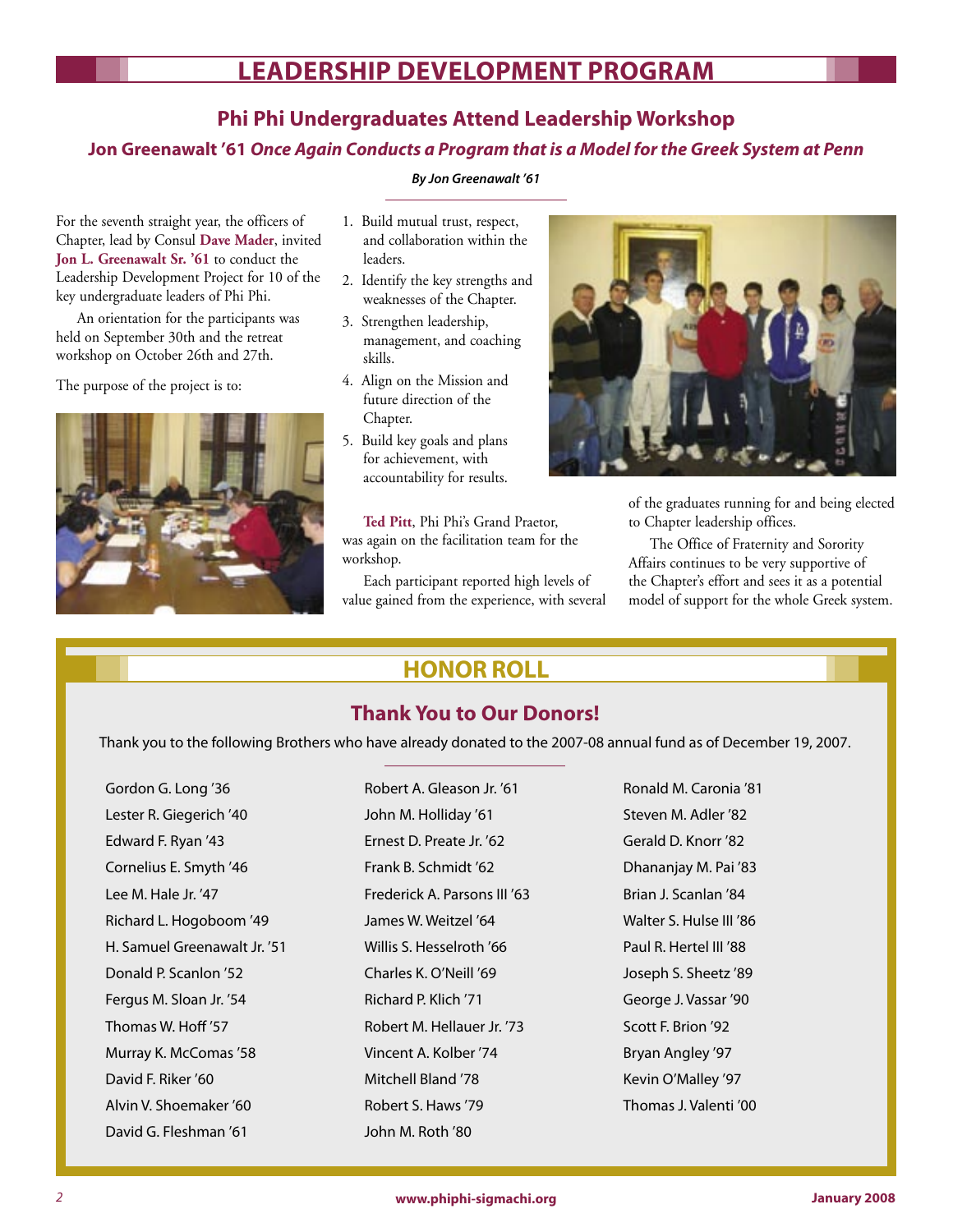# LEADERSHIP DEVELOPMENT PROGRAM

## Phi Phi Undergraduates Attend Leadership Workshop

### Jon Greenawalt '61 *Once Again Conducts a Program that is a Model for the Greek System at Penn*

***By Jon Greenawalt '61***

For the seventh straight year, the officers of Chapter, lead by Consul **Dave Mader**, invited **Jon L. Greenawalt Sr. '61** to conduct the Leadership Development Project for 10 of the key undergraduate leaders of Phi Phi.

An orientation for the participants was held on September 30th and the retreat workshop on October 26th and 27th.

The purpose of the project is to:

1. Build mutual trust, respect, and collaboration within the leaders.
2. Identify the key strengths and weaknesses of the Chapter.
3. Strengthen leadership, management, and coaching skills.
4. Align on the Mission and future direction of the Chapter.
5. Build key goals and plans for achievement, with accountability for results.

**Ted Pitt**, Phi Phi's Grand Praetor, was again on the facilitation team for the workshop.

Each participant reported high levels of value gained from the experience, with several of the graduates running for and being elected to Chapter leadership offices.

The Office of Fraternity and Sorority Affairs continues to be very supportive of the Chapter's effort and sees it as a potential model of support for the whole Greek system.

# HONOR ROLL

## Thank You to Our Donors!

Thank you to the following Brothers who have already donated to the 2007-08 annual fund as of December 19, 2007.

Gordon G. Long '36
Lester R. Giegerich '40
Edward F. Ryan '43
Cornelius E. Smyth '46
Lee M. Hale Jr. '47
Richard L. Hogoboom '49
H. Samuel Greenawalt Jr. '51
Donald P. Scanlon '52
Fergus M. Sloan Jr. '54
Thomas W. Hoff '57
Murray K. McComas '58
David F. Riker '60
Alvin V. Shoemaker '60
David G. Fleshman '61
Robert A. Gleason Jr. '61
John M. Holliday '61
Ernest D. Preate Jr. '62
Frank B. Schmidt '62
Frederick A. Parsons III '63
James W. Weitzel '64
Willis S. Hesselroth '66
Charles K. O'Neill '69
Richard P. Klich '71
Robert M. Hellauer Jr. '73
Vincent A. Kolber '74
Mitchell Bland '78
Robert S. Haws '79
John M. Roth '80
Ronald M. Caronia '81
Steven M. Adler '82
Gerald D. Knorr '82
Dhananjay M. Pai '83
Brian J. Scanlan '84
Walter S. Hulse III '86
Paul R. Hertel III '88
Joseph S. Sheetz '89
George J. Vassar '90
Scott F. Brion '92
Bryan Angley '97
Kevin O'Malley '97
Thomas J. Valenti '00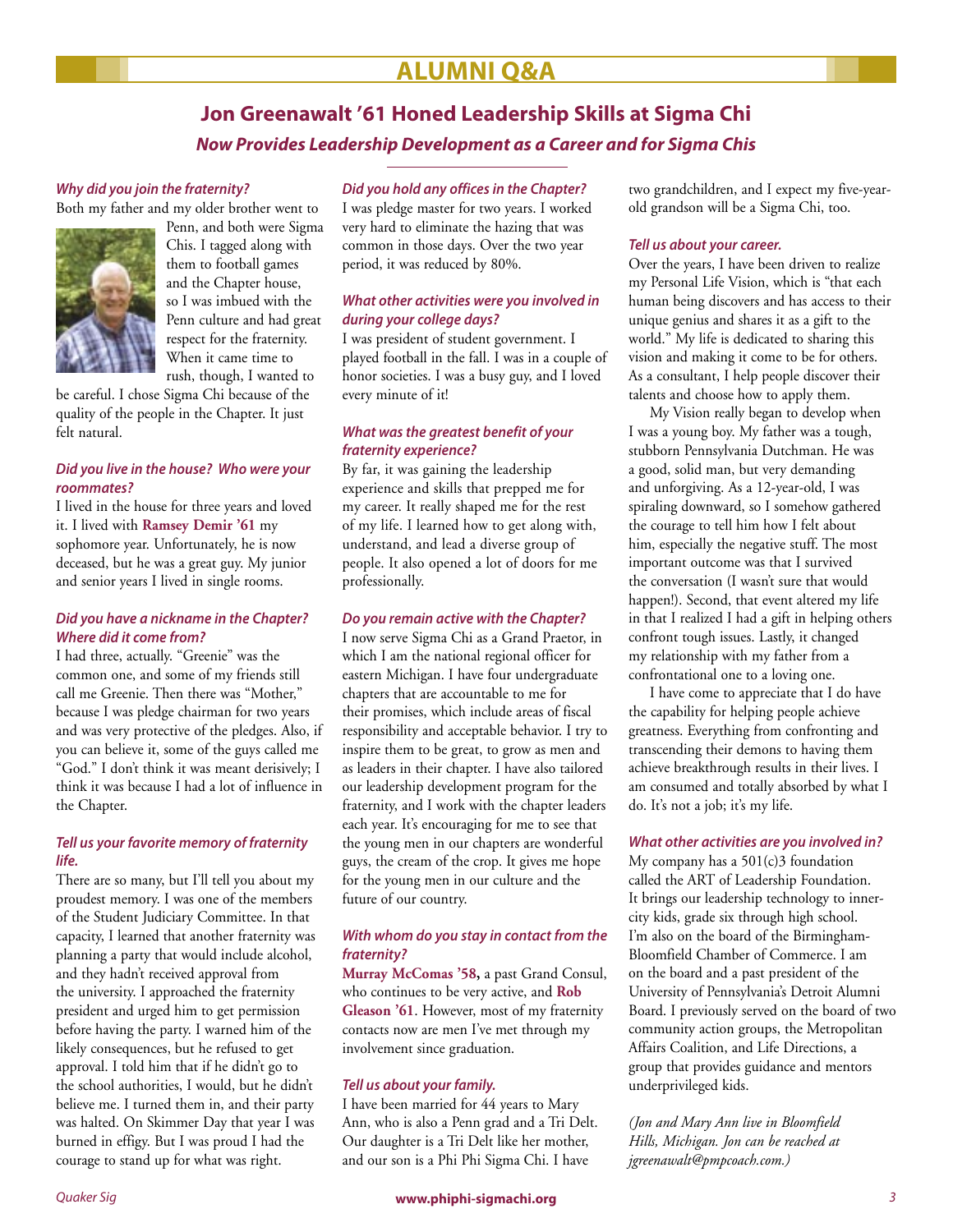# ALUMNI Q&A

## Jon Greenawalt '61 Honed Leadership Skills at Sigma Chi

### *Now Provides Leadership Development as a Career and for Sigma Chis*

***Why did you join the fraternity?***

Both my father and my older brother went to Penn, and both were Sigma Chis. I tagged along with them to football games and the Chapter house, so I was imbued with the Penn culture and had great respect for the fraternity. When it came time to rush, though, I wanted to be careful. I chose Sigma Chi because of the quality of the people in the Chapter. It just felt natural.

***Did you live in the house? Who were your roommates?***

I lived in the house for three years and loved it. I lived with **Ramsey Demir '61** my sophomore year. Unfortunately, he is now deceased, but he was a great guy. My junior and senior years I lived in single rooms.

***Did you have a nickname in the Chapter? Where did it come from?***

I had three, actually. "Greenie" was the common one, and some of my friends still call me Greenie. Then there was "Mother," because I was pledge chairman for two years and was very protective of the pledges. Also, if you can believe it, some of the guys called me "God." I don't think it was meant derisively; I think it was because I had a lot of influence in the Chapter.

***Tell us your favorite memory of fraternity life.***

There are so many, but I'll tell you about my proudest memory. I was one of the members of the Student Judiciary Committee. In that capacity, I learned that another fraternity was planning a party that would include alcohol, and they hadn't received approval from the university. I approached the fraternity president and urged him to get permission before having the party. I warned him of the likely consequences, but he refused to get approval. I told him that if he didn't go to the school authorities, I would, but he didn't believe me. I turned them in, and their party was halted. On Skimmer Day that year I was burned in effigy. But I was proud I had the courage to stand up for what was right.

***Did you hold any offices in the Chapter?***

I was pledge master for two years. I worked very hard to eliminate the hazing that was common in those days. Over the two year period, it was reduced by 80%.

***What other activities were you involved in during your college days?***

I was president of student government. I played football in the fall. I was in a couple of honor societies. I was a busy guy, and I loved every minute of it!

***What was the greatest benefit of your fraternity experience?***

By far, it was gaining the leadership experience and skills that prepped me for my career. It really shaped me for the rest of my life. I learned how to get along with, understand, and lead a diverse group of people. It also opened a lot of doors for me professionally.

***Do you remain active with the Chapter?***

I now serve Sigma Chi as a Grand Praetor, in which I am the national regional officer for eastern Michigan. I have four undergraduate chapters that are accountable to me for their promises, which include areas of fiscal responsibility and acceptable behavior. I try to inspire them to be great, to grow as men and as leaders in their chapter. I have also tailored our leadership development program for the fraternity, and I work with the chapter leaders each year. It's encouraging for me to see that the young men in our chapters are wonderful guys, the cream of the crop. It gives me hope for the young men in our culture and the future of our country.

***With whom do you stay in contact from the fraternity?***

**Murray McComas '58,** a past Grand Consul, who continues to be very active, and **Rob Gleason '61**. However, most of my fraternity contacts now are men I've met through my involvement since graduation.

***Tell us about your family.***

I have been married for 44 years to Mary Ann, who is also a Penn grad and a Tri Delt. Our daughter is a Tri Delt like her mother, and our son is a Phi Phi Sigma Chi. I have two grandchildren, and I expect my five-year-old grandson will be a Sigma Chi, too.

***Tell us about your career.***

Over the years, I have been driven to realize my Personal Life Vision, which is "that each human being discovers and has access to their unique genius and shares it as a gift to the world." My life is dedicated to sharing this vision and making it come to be for others. As a consultant, I help people discover their talents and choose how to apply them.

My Vision really began to develop when I was a young boy. My father was a tough, stubborn Pennsylvania Dutchman. He was a good, solid man, but very demanding and unforgiving. As a 12-year-old, I was spiraling downward, so I somehow gathered the courage to tell him how I felt about him, especially the negative stuff. The most important outcome was that I survived the conversation (I wasn't sure that would happen!). Second, that event altered my life in that I realized I had a gift in helping others confront tough issues. Lastly, it changed my relationship with my father from a confrontational one to a loving one.

I have come to appreciate that I do have the capability for helping people achieve greatness. Everything from confronting and transcending their demons to having them achieve breakthrough results in their lives. I am consumed and totally absorbed by what I do. It's not a job; it's my life.

***What other activities are you involved in?***

My company has a 501(c)3 foundation called the ART of Leadership Foundation. It brings our leadership technology to inner-city kids, grade six through high school. I'm also on the board of the Birmingham-Bloomfield Chamber of Commerce. I am on the board and a past president of the University of Pennsylvania's Detroit Alumni Board. I previously served on the board of two community action groups, the Metropolitan Affairs Coalition, and Life Directions, a group that provides guidance and mentors underprivileged kids.

*(Jon and Mary Ann live in Bloomfield Hills, Michigan. Jon can be reached at jgreenawalt@pmpcoach.com.)*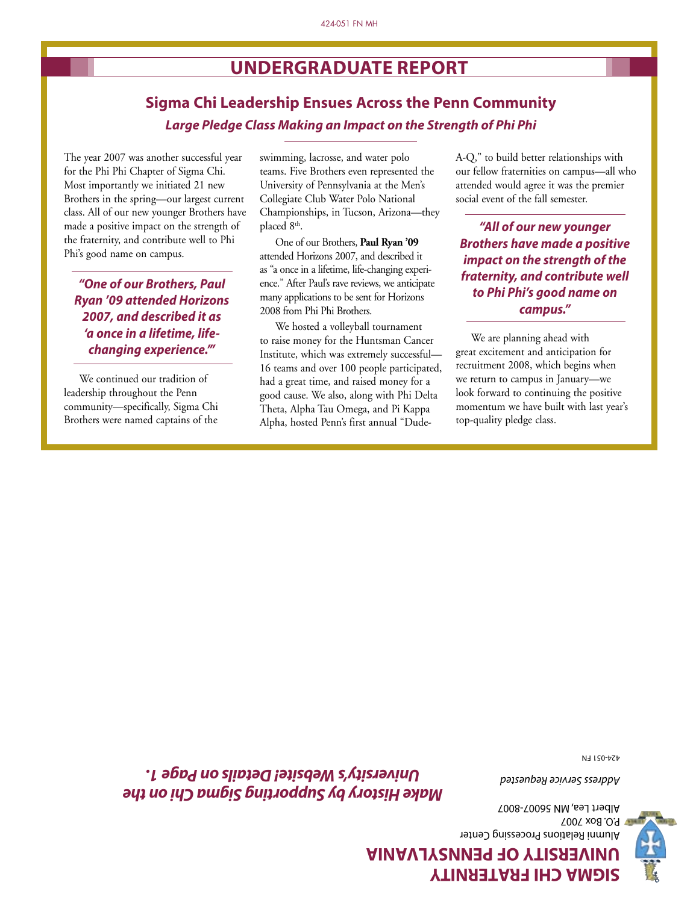# UNDERGRADUATE REPORT

## Sigma Chi Leadership Ensues Across the Penn Community

### *Large Pledge Class Making an Impact on the Strength of Phi Phi*

The year 2007 was another successful year for the Phi Phi Chapter of Sigma Chi. Most importantly we initiated 21 new Brothers in the spring—our largest current class. All of our new younger Brothers have made a positive impact on the strength of the fraternity, and contribute well to Phi Phi's good name on campus.

> ***"One of our Brothers, Paul Ryan '09 attended Horizons 2007, and described it as 'a once in a lifetime, life-changing experience.'"***

We continued our tradition of leadership throughout the Penn community—specifically, Sigma Chi Brothers were named captains of the swimming, lacrosse, and water polo teams. Five Brothers even represented the University of Pennsylvania at the Men's Collegiate Club Water Polo National Championships, in Tucson, Arizona—they placed 8th.

One of our Brothers, **Paul Ryan '09** attended Horizons 2007, and described it as "a once in a lifetime, life-changing experience." After Paul's rave reviews, we anticipate many applications to be sent for Horizons 2008 from Phi Phi Brothers.

We hosted a volleyball tournament to raise money for the Huntsman Cancer Institute, which was extremely successful—16 teams and over 100 people participated, had a great time, and raised money for a good cause. We also, along with Phi Delta Theta, Alpha Tau Omega, and Pi Kappa Alpha, hosted Penn's first annual "Dude-A-Q," to build better relationships with our fellow fraternities on campus—all who attended would agree it was the premier social event of the fall semester.

> ***"All of our new younger Brothers have made a positive impact on the strength of the fraternity, and contribute well to Phi Phi's good name on campus."***

We are planning ahead with great excitement and anticipation for recruitment 2008, which begins when we return to campus in January—we look forward to continuing the positive momentum we have built with last year's top-quality pledge class.

**SIGMA CHI FRATERNITY**
**UNIVERSITY OF PENNSYLVANIA**
Alumni Relations Processing Center
P.O. Box 7007
Albert Lea, MN 56007-8007

*Address Service Requested*

424-051 FN

***Make History by Supporting Sigma Chi on the University's Website! Details on Page 1.***